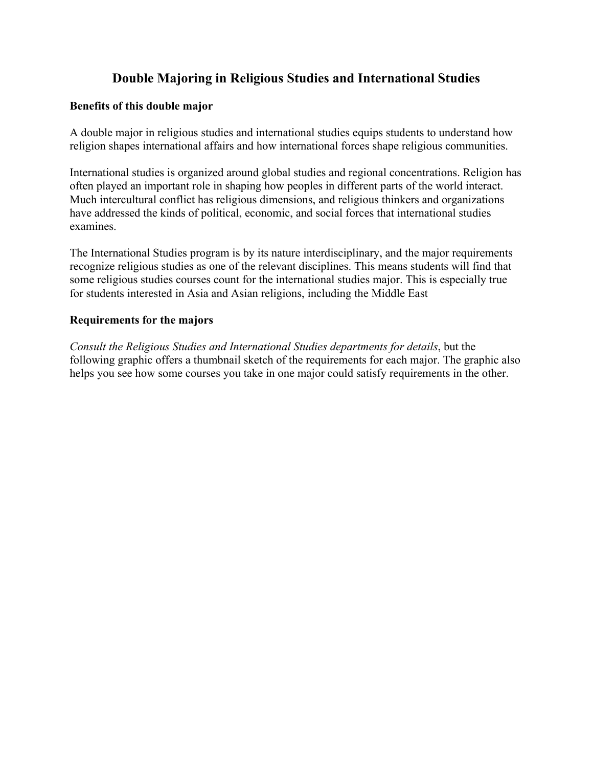# Double Majoring in Religious Studies and International Studies

**Benefits of this double major**

A double major in religious studies and international studies equips students to understand how religion shapes international affairs and how international forces shape religious communities.

International studies is organized around global studies and regional concentrations. Religion has often played an important role in shaping how peoples in different parts of the world interact. Much intercultural conflict has religious dimensions, and religious thinkers and organizations have addressed the kinds of political, economic, and social forces that international studies examines.

The International Studies program is by its nature interdisciplinary, and the major requirements recognize religious studies as one of the relevant disciplines. This means students will find that some religious studies courses count for the international studies major. This is especially true for students interested in Asia and Asian religions, including the Middle East

**Requirements for the majors**

*Consult the Religious Studies and International Studies departments for details*, but the following graphic offers a thumbnail sketch of the requirements for each major. The graphic also helps you see how some courses you take in one major could satisfy requirements in the other.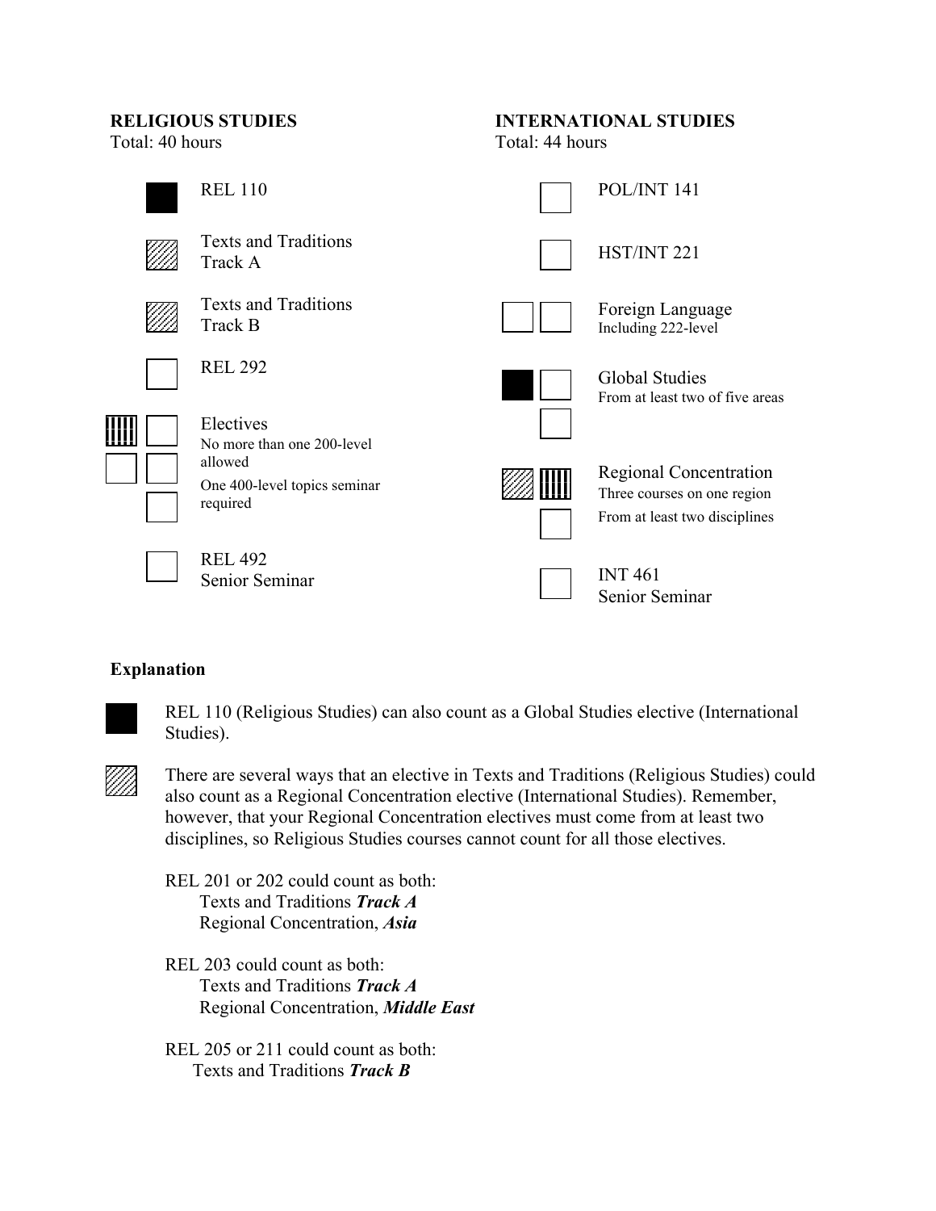## RELIGIOUS STUDIES

Total: 40 hours

- REL 110
- Texts and Traditions Track A
- Texts and Traditions Track B
- REL 292
- Electives
  - No more than one 200-level allowed
  - One 400-level topics seminar required
- REL 492 Senior Seminar

## INTERNATIONAL STUDIES

Total: 44 hours

- POL/INT 141
- HST/INT 221
- Foreign Language
  - Including 222-level
- Global Studies
  - From at least two of five areas
- Regional Concentration
  - Three courses on one region
  - From at least two disciplines
- INT 461 Senior Seminar

## Explanation

REL 110 (Religious Studies) can also count as a Global Studies elective (International Studies).

There are several ways that an elective in Texts and Traditions (Religious Studies) could also count as a Regional Concentration elective (International Studies). Remember, however, that your Regional Concentration electives must come from at least two disciplines, so Religious Studies courses cannot count for all those electives.

REL 201 or 202 could count as both:
Texts and Traditions ***Track A***
Regional Concentration, ***Asia***

REL 203 could count as both:
Texts and Traditions ***Track A***
Regional Concentration, ***Middle East***

REL 205 or 211 could count as both:
Texts and Traditions ***Track B***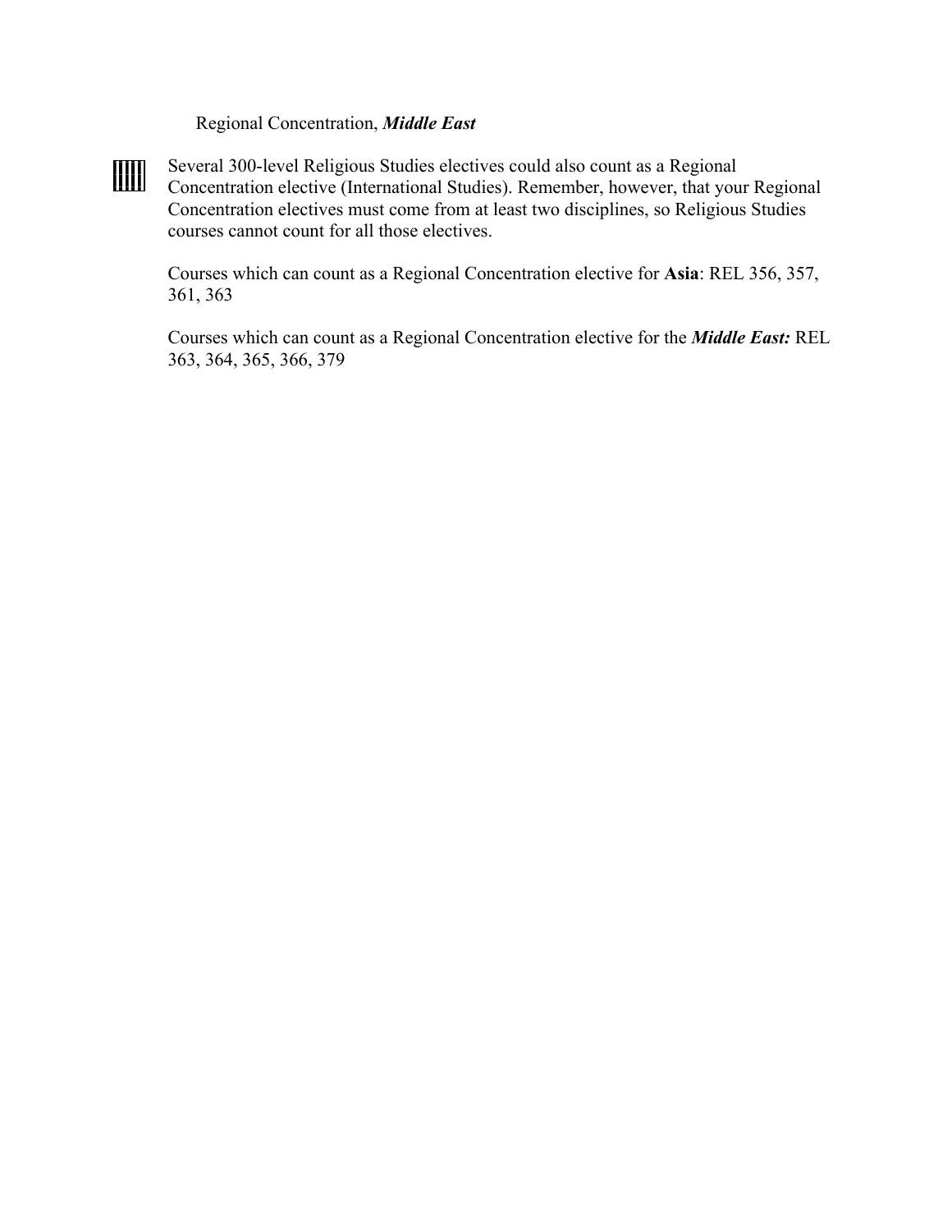Regional Concentration, ***Middle East***

Several 300-level Religious Studies electives could also count as a Regional Concentration elective (International Studies). Remember, however, that your Regional Concentration electives must come from at least two disciplines, so Religious Studies courses cannot count for all those electives.

Courses which can count as a Regional Concentration elective for **Asia**: REL 356, 357, 361, 363

Courses which can count as a Regional Concentration elective for the ***Middle East:*** REL 363, 364, 365, 366, 379